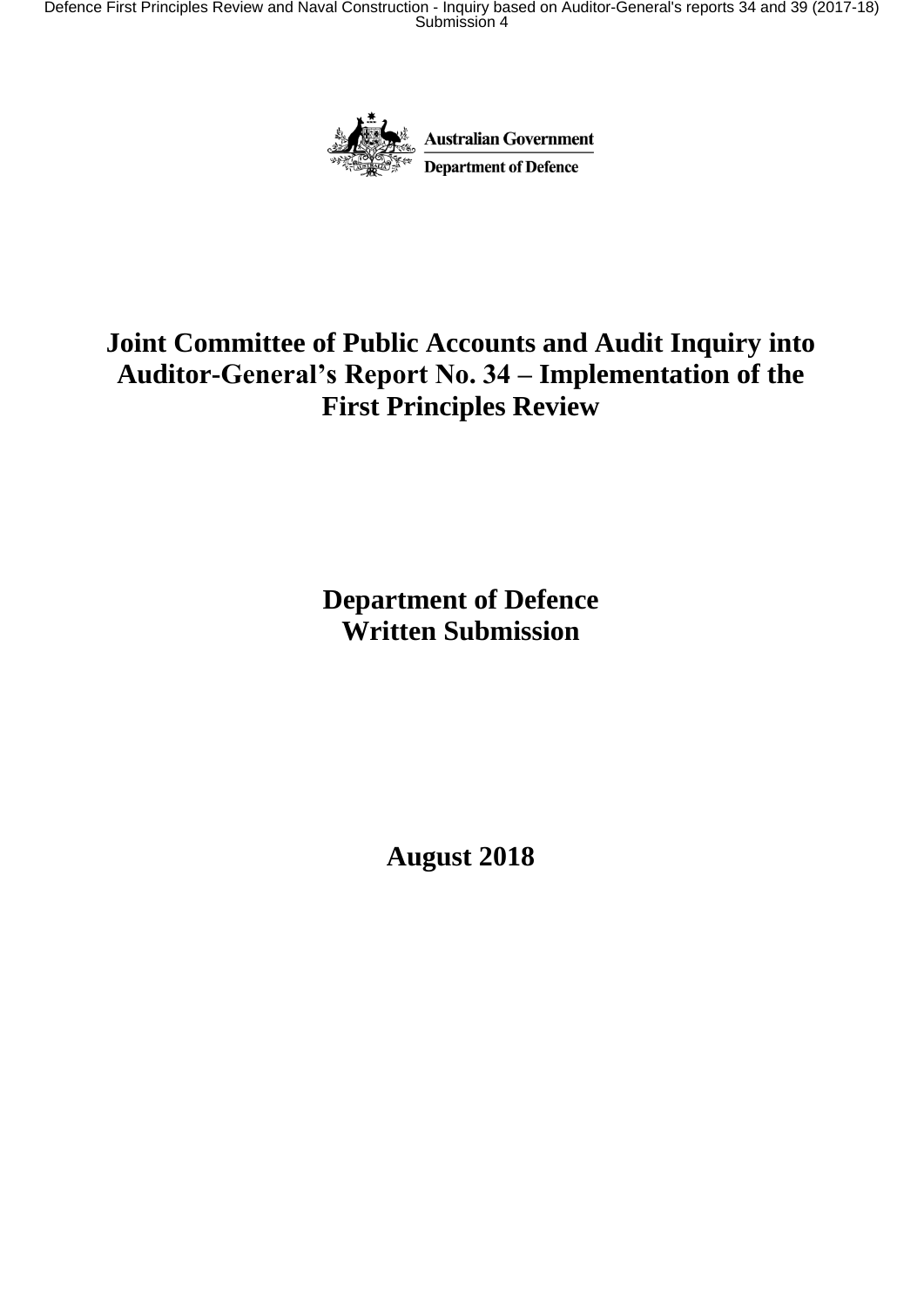Australian Government

Department of Defence

# Joint Committee of Public Accounts and Audit Inquiry into Auditor-General's Report No. 34 – Implementation of the First Principles Review

## Department of Defence Written Submission

## August 2018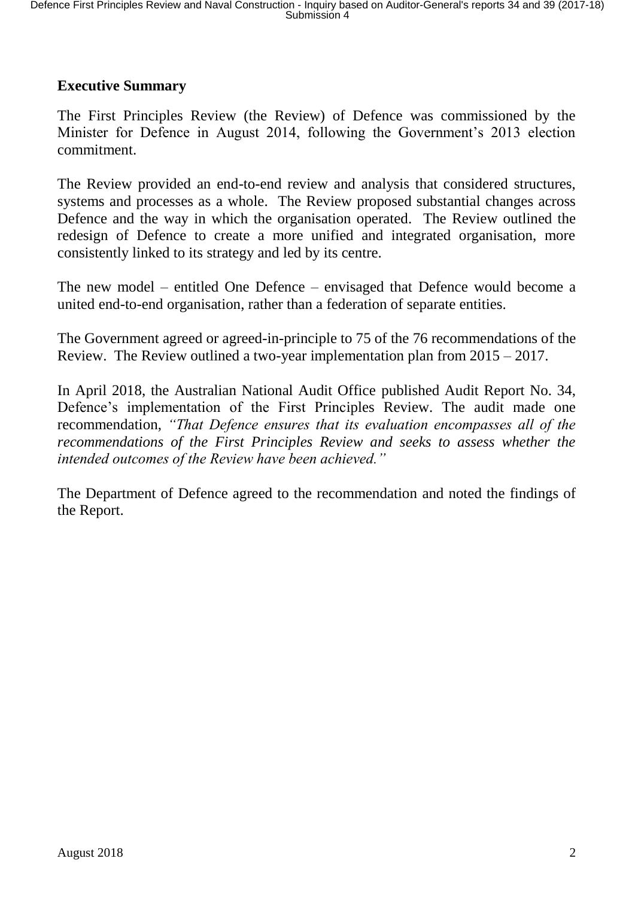## Executive Summary

The First Principles Review (the Review) of Defence was commissioned by the Minister for Defence in August 2014, following the Government's 2013 election commitment.

The Review provided an end-to-end review and analysis that considered structures, systems and processes as a whole. The Review proposed substantial changes across Defence and the way in which the organisation operated. The Review outlined the redesign of Defence to create a more unified and integrated organisation, more consistently linked to its strategy and led by its centre.

The new model – entitled One Defence – envisaged that Defence would become a united end-to-end organisation, rather than a federation of separate entities.

The Government agreed or agreed-in-principle to 75 of the 76 recommendations of the Review. The Review outlined a two-year implementation plan from 2015 – 2017.

In April 2018, the Australian National Audit Office published Audit Report No. 34, Defence's implementation of the First Principles Review. The audit made one recommendation, *"That Defence ensures that its evaluation encompasses all of the recommendations of the First Principles Review and seeks to assess whether the intended outcomes of the Review have been achieved."*

The Department of Defence agreed to the recommendation and noted the findings of the Report.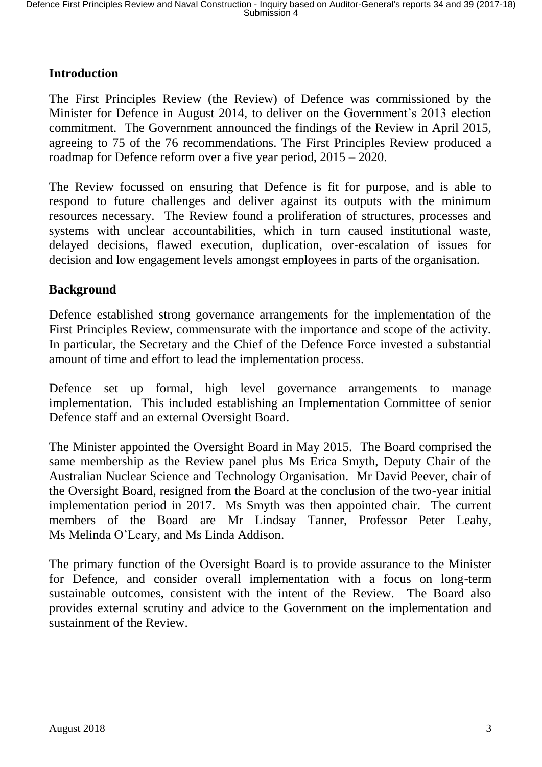## Introduction

The First Principles Review (the Review) of Defence was commissioned by the Minister for Defence in August 2014, to deliver on the Government's 2013 election commitment. The Government announced the findings of the Review in April 2015, agreeing to 75 of the 76 recommendations. The First Principles Review produced a roadmap for Defence reform over a five year period, 2015 – 2020.

The Review focussed on ensuring that Defence is fit for purpose, and is able to respond to future challenges and deliver against its outputs with the minimum resources necessary. The Review found a proliferation of structures, processes and systems with unclear accountabilities, which in turn caused institutional waste, delayed decisions, flawed execution, duplication, over-escalation of issues for decision and low engagement levels amongst employees in parts of the organisation.

## Background

Defence established strong governance arrangements for the implementation of the First Principles Review, commensurate with the importance and scope of the activity. In particular, the Secretary and the Chief of the Defence Force invested a substantial amount of time and effort to lead the implementation process.

Defence set up formal, high level governance arrangements to manage implementation. This included establishing an Implementation Committee of senior Defence staff and an external Oversight Board.

The Minister appointed the Oversight Board in May 2015. The Board comprised the same membership as the Review panel plus Ms Erica Smyth, Deputy Chair of the Australian Nuclear Science and Technology Organisation. Mr David Peever, chair of the Oversight Board, resigned from the Board at the conclusion of the two-year initial implementation period in 2017. Ms Smyth was then appointed chair. The current members of the Board are Mr Lindsay Tanner, Professor Peter Leahy, Ms Melinda O'Leary, and Ms Linda Addison.

The primary function of the Oversight Board is to provide assurance to the Minister for Defence, and consider overall implementation with a focus on long-term sustainable outcomes, consistent with the intent of the Review. The Board also provides external scrutiny and advice to the Government on the implementation and sustainment of the Review.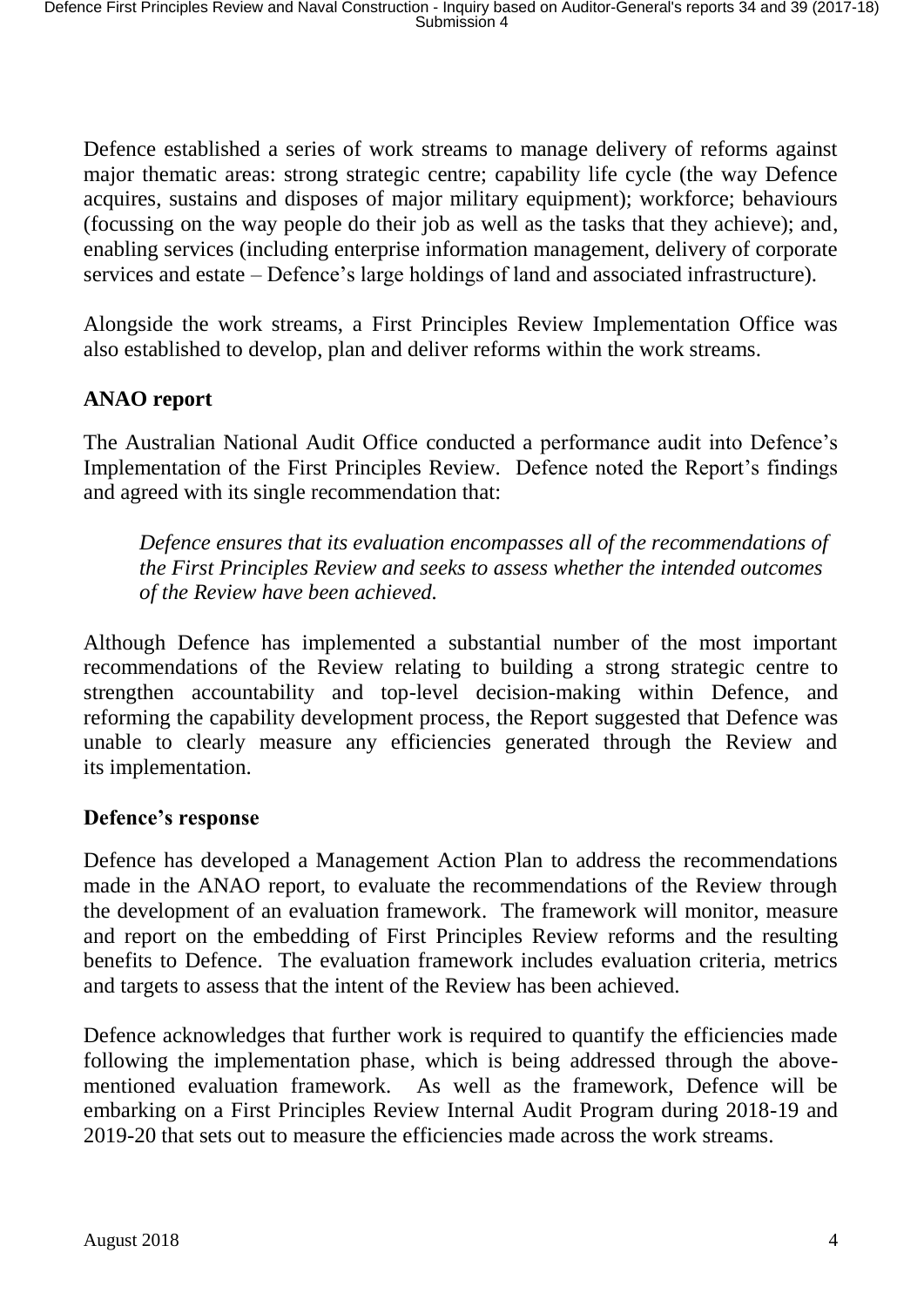Defence established a series of work streams to manage delivery of reforms against major thematic areas: strong strategic centre; capability life cycle (the way Defence acquires, sustains and disposes of major military equipment); workforce; behaviours (focussing on the way people do their job as well as the tasks that they achieve); and, enabling services (including enterprise information management, delivery of corporate services and estate – Defence's large holdings of land and associated infrastructure).

Alongside the work streams, a First Principles Review Implementation Office was also established to develop, plan and deliver reforms within the work streams.

## ANAO report

The Australian National Audit Office conducted a performance audit into Defence's Implementation of the First Principles Review. Defence noted the Report's findings and agreed with its single recommendation that:

> *Defence ensures that its evaluation encompasses all of the recommendations of the First Principles Review and seeks to assess whether the intended outcomes of the Review have been achieved.*

Although Defence has implemented a substantial number of the most important recommendations of the Review relating to building a strong strategic centre to strengthen accountability and top-level decision-making within Defence, and reforming the capability development process, the Report suggested that Defence was unable to clearly measure any efficiencies generated through the Review and its implementation.

## Defence's response

Defence has developed a Management Action Plan to address the recommendations made in the ANAO report, to evaluate the recommendations of the Review through the development of an evaluation framework. The framework will monitor, measure and report on the embedding of First Principles Review reforms and the resulting benefits to Defence. The evaluation framework includes evaluation criteria, metrics and targets to assess that the intent of the Review has been achieved.

Defence acknowledges that further work is required to quantify the efficiencies made following the implementation phase, which is being addressed through the above-mentioned evaluation framework. As well as the framework, Defence will be embarking on a First Principles Review Internal Audit Program during 2018-19 and 2019-20 that sets out to measure the efficiencies made across the work streams.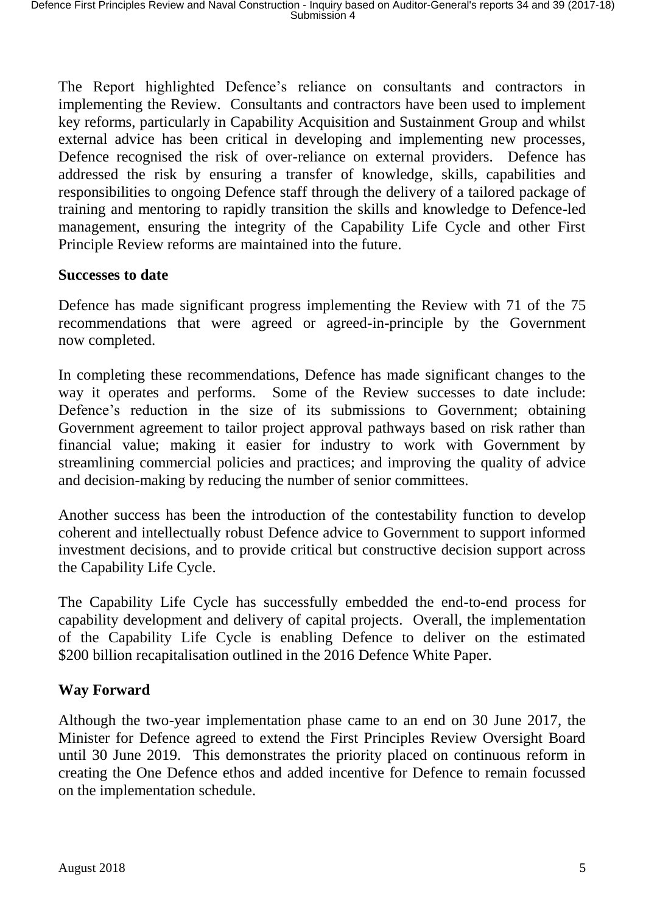The Report highlighted Defence's reliance on consultants and contractors in implementing the Review. Consultants and contractors have been used to implement key reforms, particularly in Capability Acquisition and Sustainment Group and whilst external advice has been critical in developing and implementing new processes, Defence recognised the risk of over-reliance on external providers. Defence has addressed the risk by ensuring a transfer of knowledge, skills, capabilities and responsibilities to ongoing Defence staff through the delivery of a tailored package of training and mentoring to rapidly transition the skills and knowledge to Defence-led management, ensuring the integrity of the Capability Life Cycle and other First Principle Review reforms are maintained into the future.

**Successes to date**

Defence has made significant progress implementing the Review with 71 of the 75 recommendations that were agreed or agreed-in-principle by the Government now completed.

In completing these recommendations, Defence has made significant changes to the way it operates and performs. Some of the Review successes to date include: Defence's reduction in the size of its submissions to Government; obtaining Government agreement to tailor project approval pathways based on risk rather than financial value; making it easier for industry to work with Government by streamlining commercial policies and practices; and improving the quality of advice and decision-making by reducing the number of senior committees.

Another success has been the introduction of the contestability function to develop coherent and intellectually robust Defence advice to Government to support informed investment decisions, and to provide critical but constructive decision support across the Capability Life Cycle.

The Capability Life Cycle has successfully embedded the end-to-end process for capability development and delivery of capital projects. Overall, the implementation of the Capability Life Cycle is enabling Defence to deliver on the estimated \$200 billion recapitalisation outlined in the 2016 Defence White Paper.

**Way Forward**

Although the two-year implementation phase came to an end on 30 June 2017, the Minister for Defence agreed to extend the First Principles Review Oversight Board until 30 June 2019. This demonstrates the priority placed on continuous reform in creating the One Defence ethos and added incentive for Defence to remain focussed on the implementation schedule.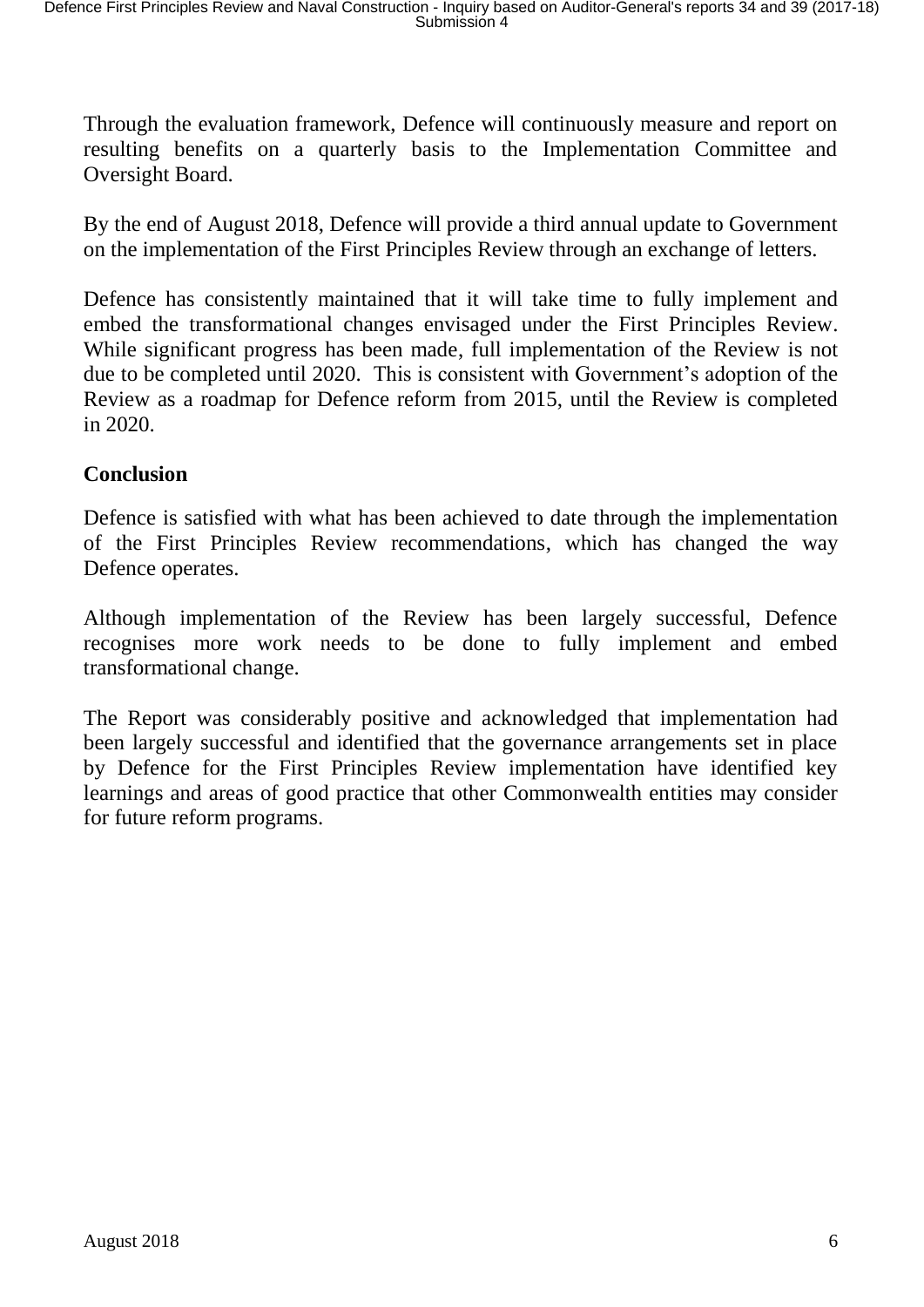Through the evaluation framework, Defence will continuously measure and report on resulting benefits on a quarterly basis to the Implementation Committee and Oversight Board.

By the end of August 2018, Defence will provide a third annual update to Government on the implementation of the First Principles Review through an exchange of letters.

Defence has consistently maintained that it will take time to fully implement and embed the transformational changes envisaged under the First Principles Review. While significant progress has been made, full implementation of the Review is not due to be completed until 2020. This is consistent with Government's adoption of the Review as a roadmap for Defence reform from 2015, until the Review is completed in 2020.

**Conclusion**

Defence is satisfied with what has been achieved to date through the implementation of the First Principles Review recommendations, which has changed the way Defence operates.

Although implementation of the Review has been largely successful, Defence recognises more work needs to be done to fully implement and embed transformational change.

The Report was considerably positive and acknowledged that implementation had been largely successful and identified that the governance arrangements set in place by Defence for the First Principles Review implementation have identified key learnings and areas of good practice that other Commonwealth entities may consider for future reform programs.